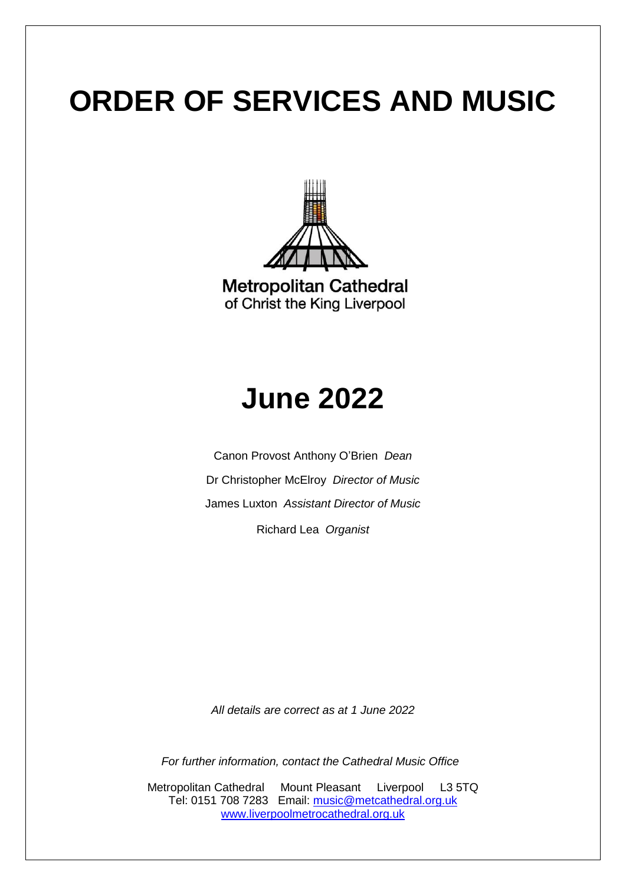# ORDER OF SERVICES AND MUSIC

Metropolitan Cathedral
of Christ the King Liverpool

# June 2022

Canon Provost Anthony O'Brien *Dean*

Dr Christopher McElroy *Director of Music*

James Luxton *Assistant Director of Music*

Richard Lea *Organist*

*All details are correct as at 1 June 2022*

*For further information, contact the Cathedral Music Office*

Metropolitan Cathedral Mount Pleasant Liverpool L3 5TQ
Tel: 0151 708 7283 Email: music@metcathedral.org.uk
www.liverpoolmetrocathedral.org.uk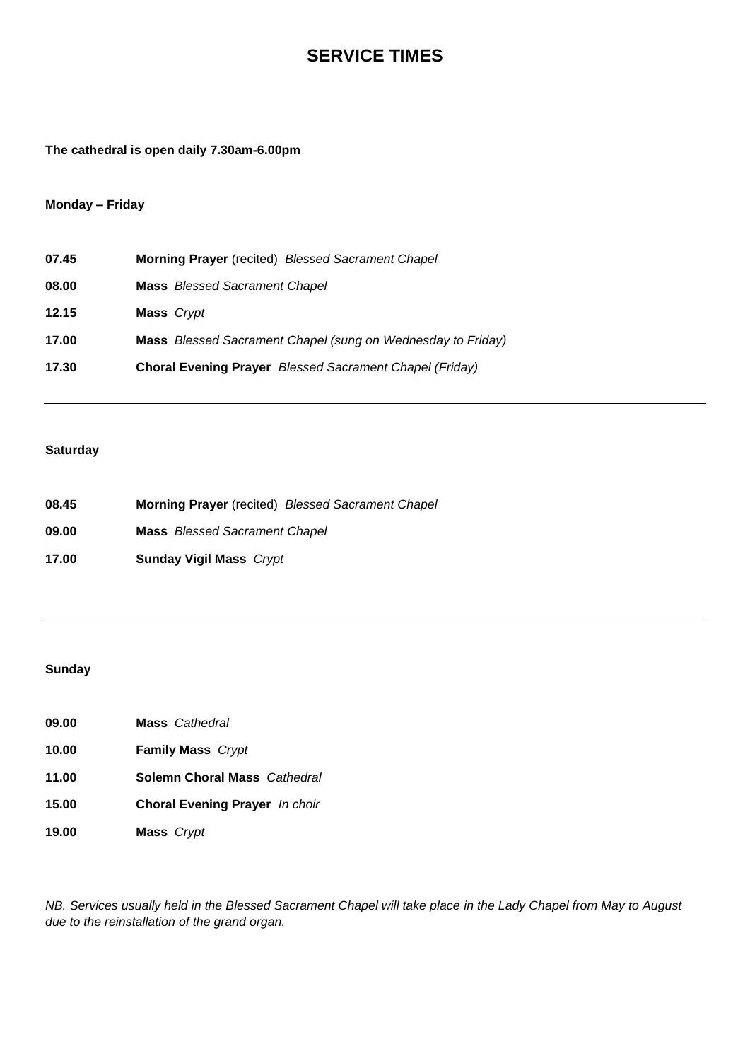# SERVICE TIMES

**The cathedral is open daily 7.30am-6.00pm**

**Monday – Friday**

**07.45** **Morning Prayer** (recited) *Blessed Sacrament Chapel*

**08.00** **Mass** *Blessed Sacrament Chapel*

**12.15** **Mass** *Crypt*

**17.00** **Mass** *Blessed Sacrament Chapel (sung on Wednesday to Friday)*

**17.30** **Choral Evening Prayer** *Blessed Sacrament Chapel (Friday)*

---

**Saturday**

**08.45** **Morning Prayer** (recited) *Blessed Sacrament Chapel*

**09.00** **Mass** *Blessed Sacrament Chapel*

**17.00** **Sunday Vigil Mass** *Crypt*

---

**Sunday**

**09.00** **Mass** *Cathedral*

**10.00** **Family Mass** *Crypt*

**11.00** **Solemn Choral Mass** *Cathedral*

**15.00** **Choral Evening Prayer** *In choir*

**19.00** **Mass** *Crypt*

*NB. Services usually held in the Blessed Sacrament Chapel will take place in the Lady Chapel from May to August due to the reinstallation of the grand organ.*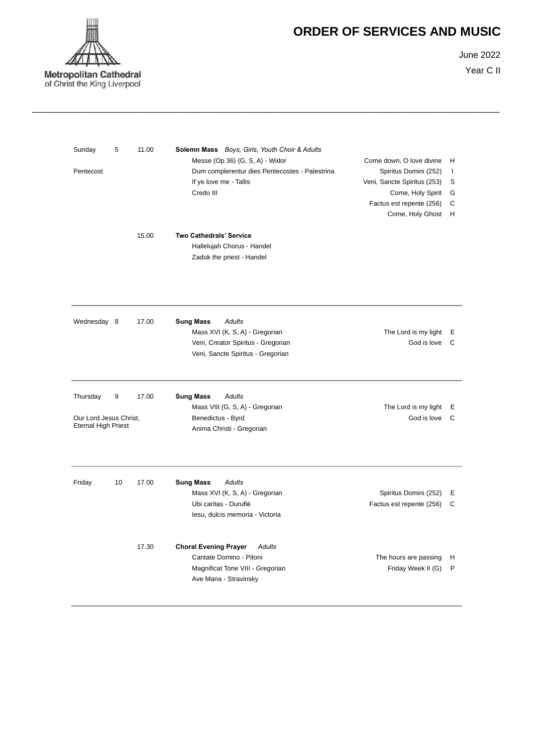Metropolitan Cathedral
of Christ the King Liverpool

# ORDER OF SERVICES AND MUSIC

June 2022

Year C II

| | | | | | |
|---|---|---|---|---|---|
| Sunday 5 | 11.00 | **Solemn Mass** *Boys, Girls, Youth Choir & Adults* | | | |
| | | Messe (Op 36) (G, S, A) - Widor | | Come down, O love divine | H |
| Pentecost | | Dum complerentur dies Pentecostes - Palestrina | | Spiritus Domini (252) | I |
| | | If ye love me - Tallis | | Veni, Sancte Spiritus (253) | S |
| | | Credo III | | Come, Holy Spirit | G |
| | | | | Factus est repente (256) | C |
| | | | | Come, Holy Ghost | H |
| | 15.00 | **Two Cathedrals' Service** | | | |
| | | Hallelujah Chorus - Handel | | | |
| | | Zadok the priest - Handel | | | |
| Wednesday 8 | 17.00 | **Sung Mass** *Adults* | | | |
| | | Mass XVI (K, S, A) - Gregorian | | The Lord is my light | E |
| | | Veni, Creator Spiritus - Gregorian | | God is love | C |
| | | Veni, Sancte Spiritus - Gregorian | | | |
| Thursday 9 | 17.00 | **Sung Mass** *Adults* | | | |
| | | Mass VIII (G, S, A) - Gregorian | | The Lord is my light | E |
| Our Lord Jesus Christ, Eternal High Priest | | Benedictus - Byrd | | God is love | C |
| | | Anima Christi - Gregorian | | | |
| Friday 10 | 17.00 | **Sung Mass** *Adults* | | | |
| | | Mass XVI (K, S, A) - Gregorian | | Spiritus Domini (252) | E |
| | | Ubi caritas - Duruflé | | Factus est repente (256) | C |
| | | Iesu, dulcis memoria - Victoria | | | |
| | 17.30 | **Choral Evening Prayer** *Adults* | | | |
| | | Cantate Domino - Pitoni | | The hours are passing | H |
| | | Magnificat Tone VIII - Gregorian | | Friday Week II (G) | P |
| | | Ave Maria - Stravinsky | | | |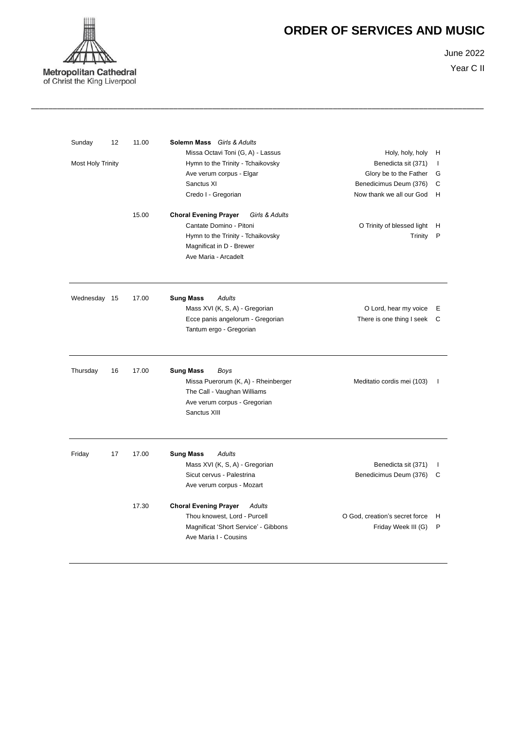Metropolitan Cathedral
of Christ the King Liverpool

# ORDER OF SERVICES AND MUSIC

June 2022
Year C II

---

| Day | Date | Time | Service / Music | Hymn | |
|---|---|---|---|---|---|
| Sunday | 12 | 11.00 | **Solemn Mass** *Girls & Adults* | | |
| | | | Missa Octavi Toni (G, A) - Lassus | Holy, holy, holy | H |
| Most Holy Trinity | | | Hymn to the Trinity - Tchaikovsky | Benedicta sit (371) | I |
| | | | Ave verum corpus - Elgar | Glory be to the Father | G |
| | | | Sanctus XI | Benedicimus Deum (376) | C |
| | | | Credo I - Gregorian | Now thank we all our God | H |
| | | 15.00 | **Choral Evening Prayer** *Girls & Adults* | | |
| | | | Cantate Domino - Pitoni | O Trinity of blessed light | H |
| | | | Hymn to the Trinity - Tchaikovsky | Trinity | P |
| | | | Magnificat in D - Brewer | | |
| | | | Ave Maria - Arcadelt | | |
| Wednesday | 15 | 17.00 | **Sung Mass** *Adults* | | |
| | | | Mass XVI (K, S, A) - Gregorian | O Lord, hear my voice | E |
| | | | Ecce panis angelorum - Gregorian | There is one thing I seek | C |
| | | | Tantum ergo - Gregorian | | |
| Thursday | 16 | 17.00 | **Sung Mass** *Boys* | | |
| | | | Missa Puerorum (K, A) - Rheinberger | Meditatio cordis mei (103) | I |
| | | | The Call - Vaughan Williams | | |
| | | | Ave verum corpus - Gregorian | | |
| | | | Sanctus XIII | | |
| Friday | 17 | 17.00 | **Sung Mass** *Adults* | | |
| | | | Mass XVI (K, S, A) - Gregorian | Benedicta sit (371) | I |
| | | | Sicut cervus - Palestrina | Benedicimus Deum (376) | C |
| | | | Ave verum corpus - Mozart | | |
| | | 17.30 | **Choral Evening Prayer** *Adults* | | |
| | | | Thou knowest, Lord - Purcell | O God, creation's secret force | H |
| | | | Magnificat 'Short Service' - Gibbons | Friday Week III (G) | P |
| | | | Ave Maria I - Cousins | | |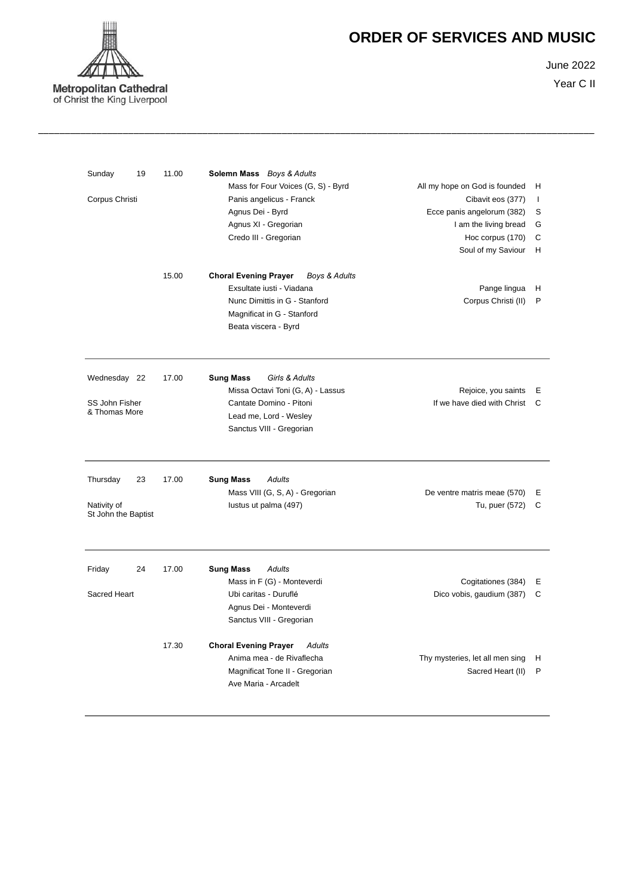Metropolitan Cathedral
of Christ the King Liverpool

# ORDER OF SERVICES AND MUSIC

June 2022

Year C II

| Day | Time | Service | Hymns / Chants | |
|---|---|---|---|---|
| Sunday 19 | 11.00 | **Solemn Mass** *Boys & Adults* | | |
| | | Mass for Four Voices (G, S) - Byrd | All my hope on God is founded | H |
| Corpus Christi | | Panis angelicus - Franck | Cibavit eos (377) | I |
| | | Agnus Dei - Byrd | Ecce panis angelorum (382) | S |
| | | Agnus XI - Gregorian | I am the living bread | G |
| | | Credo III - Gregorian | Hoc corpus (170) | C |
| | | | Soul of my Saviour | H |
| | 15.00 | **Choral Evening Prayer** *Boys & Adults* | | |
| | | Exsultate iusti - Viadana | Pange lingua | H |
| | | Nunc Dimittis in G - Stanford | Corpus Christi (II) | P |
| | | Magnificat in G - Stanford | | |
| | | Beata viscera - Byrd | | |
| Wednesday 22 | 17.00 | **Sung Mass** *Girls & Adults* | | |
| | | Missa Octavi Toni (G, A) - Lassus | Rejoice, you saints | E |
| SS John Fisher & Thomas More | | Cantate Domino - Pitoni | If we have died with Christ | C |
| | | Lead me, Lord - Wesley | | |
| | | Sanctus VIII - Gregorian | | |
| Thursday 23 | 17.00 | **Sung Mass** *Adults* | | |
| | | Mass VIII (G, S, A) - Gregorian | De ventre matris meae (570) | E |
| Nativity of St John the Baptist | | Iustus ut palma (497) | Tu, puer (572) | C |
| Friday 24 | 17.00 | **Sung Mass** *Adults* | | |
| | | Mass in F (G) - Monteverdi | Cogitationes (384) | E |
| Sacred Heart | | Ubi caritas - Duruflé | Dico vobis, gaudium (387) | C |
| | | Agnus Dei - Monteverdi | | |
| | | Sanctus VIII - Gregorian | | |
| | 17.30 | **Choral Evening Prayer** *Adults* | | |
| | | Anima mea - de Rivaflecha | Thy mysteries, let all men sing | H |
| | | Magnificat Tone II - Gregorian | Sacred Heart (II) | P |
| | | Ave Maria - Arcadelt | | |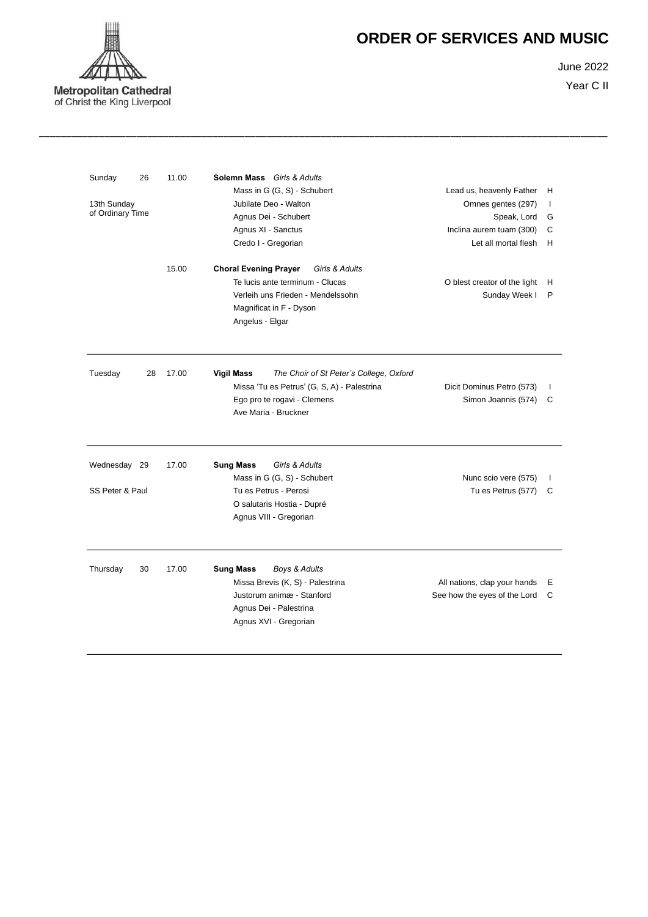Metropolitan Cathedral
of Christ the King Liverpool

# ORDER OF SERVICES AND MUSIC

June 2022
Year C II

| | | | | | |
|---|---|---|---|---|---|
| Sunday 26 | 11.00 | **Solemn Mass** *Girls & Adults* | | | |
| | | Mass in G (G, S) - Schubert | | Lead us, heavenly Father | H |
| 13th Sunday of Ordinary Time | | Jubilate Deo - Walton | | Omnes gentes (297) | I |
| | | Agnus Dei - Schubert | | Speak, Lord | G |
| | | Agnus XI - Sanctus | | Inclina aurem tuam (300) | C |
| | | Credo I - Gregorian | | Let all mortal flesh | H |
| | 15.00 | **Choral Evening Prayer** *Girls & Adults* | | | |
| | | Te lucis ante terminum - Clucas | | O blest creator of the light | H |
| | | Verleih uns Frieden - Mendelssohn | | Sunday Week I | P |
| | | Magnificat in F - Dyson | | | |
| | | Angelus - Elgar | | | |
| Tuesday 28 | 17.00 | **Vigil Mass** *The Choir of St Peter's College, Oxford* | | | |
| | | Missa 'Tu es Petrus' (G, S, A) - Palestrina | | Dicit Dominus Petro (573) | I |
| | | Ego pro te rogavi - Clemens | | Simon Joannis (574) | C |
| | | Ave Maria - Bruckner | | | |
| Wednesday 29 | 17.00 | **Sung Mass** *Girls & Adults* | | | |
| | | Mass in G (G, S) - Schubert | | Nunc scio vere (575) | I |
| SS Peter & Paul | | Tu es Petrus - Perosi | | Tu es Petrus (577) | C |
| | | O salutaris Hostia - Dupré | | | |
| | | Agnus VIII - Gregorian | | | |
| Thursday 30 | 17.00 | **Sung Mass** *Boys & Adults* | | | |
| | | Missa Brevis (K, S) - Palestrina | | All nations, clap your hands | E |
| | | Justorum animæ - Stanford | | See how the eyes of the Lord | C |
| | | Agnus Dei - Palestrina | | | |
| | | Agnus XVI - Gregorian | | | |